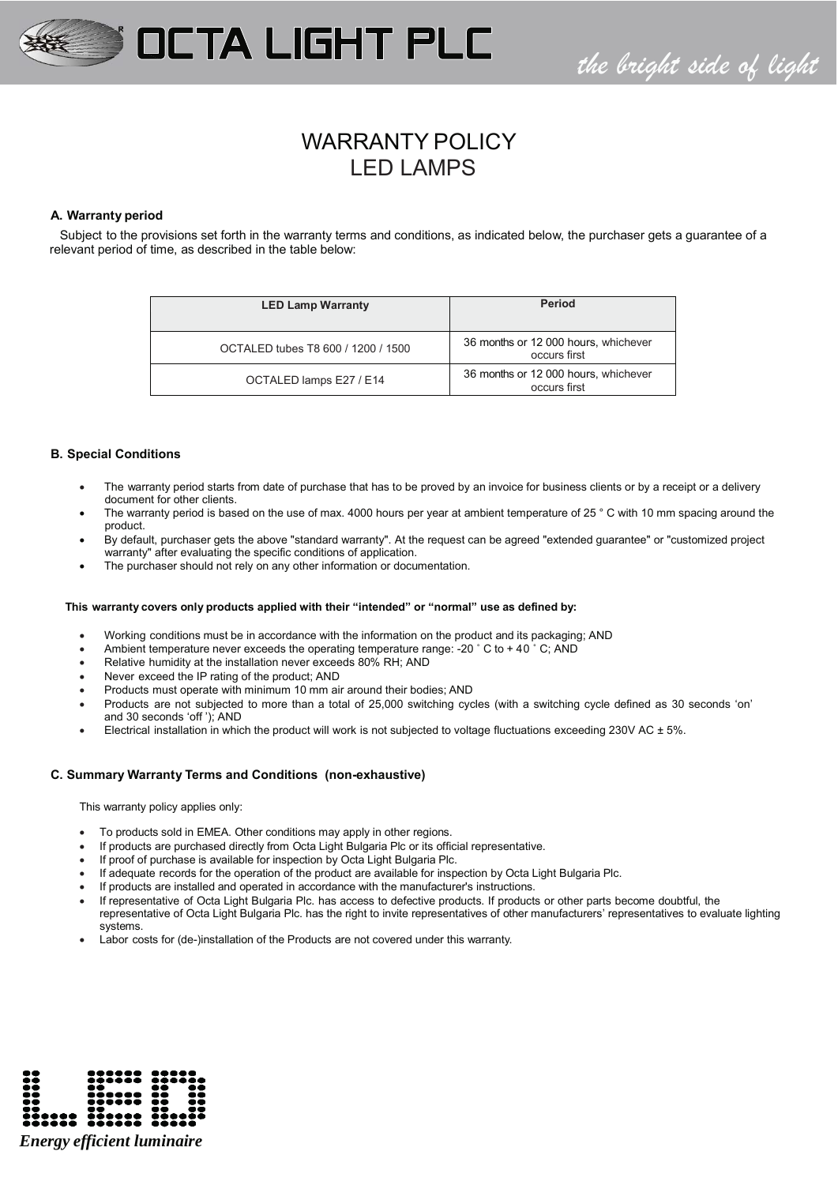# WARRANTY POLICY
# LED LAMPS

### A. Warranty period

Subject to the provisions set forth in the warranty terms and conditions, as indicated below, the purchaser gets a guarantee of a relevant period of time, as described in the table below:

| LED Lamp Warranty | Period |
|---|---|
| OCTALED tubes T8 600 / 1200 / 1500 | 36 months or 12 000 hours, whichever occurs first |
| OCTALED lamps E27 / E14 | 36 months or 12 000 hours, whichever occurs first |

### B. Special Conditions

- The warranty period starts from date of purchase that has to be proved by an invoice for business clients or by a receipt or a delivery document for other clients.
- The warranty period is based on the use of max. 4000 hours per year at ambient temperature of 25 ° C with 10 mm spacing around the product.
- By default, purchaser gets the above "standard warranty". At the request can be agreed "extended guarantee" or "customized project warranty" after evaluating the specific conditions of application.
- The purchaser should not rely on any other information or documentation.

**This warranty covers only products applied with their “intended” or “normal” use as defined by:**

- Working conditions must be in accordance with the information on the product and its packaging; AND
- Ambient temperature never exceeds the operating temperature range: -20 ˚ C to + 40 ˚ C; AND
- Relative humidity at the installation never exceeds 80% RH; AND
- Never exceed the IP rating of the product; AND
- Products must operate with minimum 10 mm air around their bodies; AND
- Products are not subjected to more than a total of 25,000 switching cycles (with a switching cycle defined as 30 seconds ‘on’ and 30 seconds ‘off ’); AND
- Electrical installation in which the product will work is not subjected to voltage fluctuations exceeding 230V AC ± 5%.

### C. Summary Warranty Terms and Conditions (non-exhaustive)

This warranty policy applies only:

- To products sold in EMEA. Other conditions may apply in other regions.
- If products are purchased directly from Octa Light Bulgaria Plc or its official representative.
- If proof of purchase is available for inspection by Octa Light Bulgaria Plc.
- If adequate records for the operation of the product are available for inspection by Octa Light Bulgaria Plc.
- If products are installed and operated in accordance with the manufacturer's instructions.
- If representative of Octa Light Bulgaria Plc. has access to defective products. If products or other parts become doubtful, the representative of Octa Light Bulgaria Plc. has the right to invite representatives of other manufacturers' representatives to evaluate lighting systems.
- Labor costs for (de-)installation of the Products are not covered under this warranty.

*Energy efficient luminaire*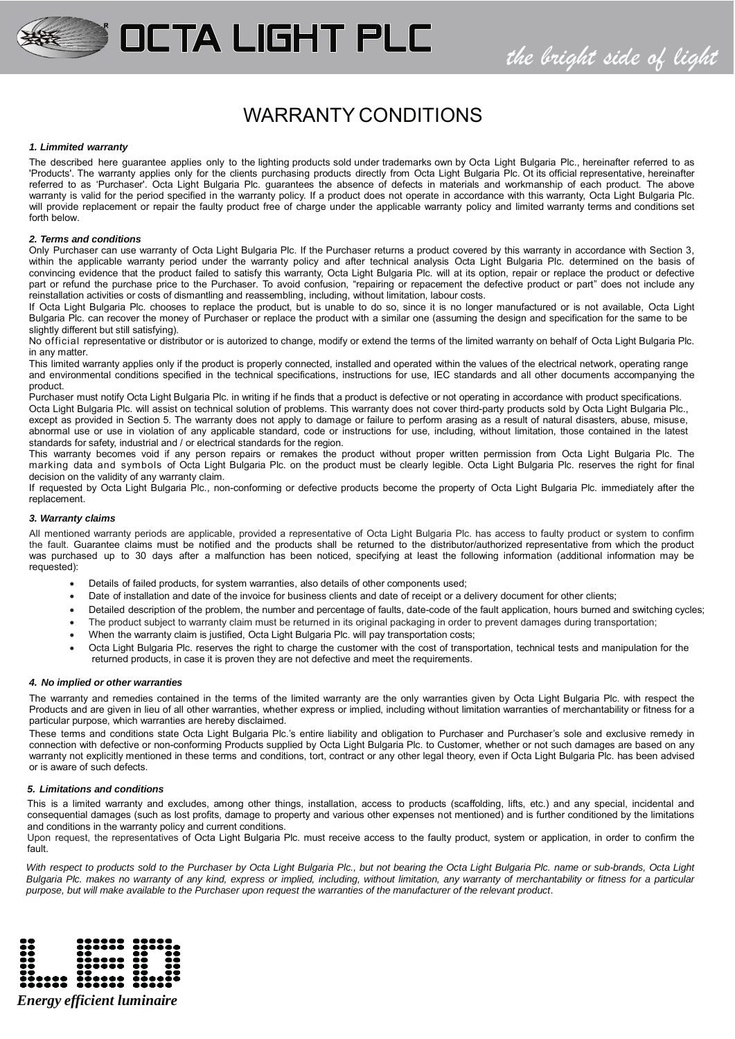# WARRANTY CONDITIONS

### *1. Limmited warranty*

The described here guarantee applies only to the lighting products sold under trademarks own by Octa Light Bulgaria Plc., hereinafter referred to as 'Products'. The warranty applies only for the clients purchasing products directly from Octa Light Bulgaria Plc. Ot its official representative, hereinafter referred to as 'Purchaser'. Octa Light Bulgaria Plc. guarantees the absence of defects in materials and workmanship of each product. The above warranty is valid for the period specified in the warranty policy. If a product does not operate in accordance with this warranty, Octa Light Bulgaria Plc. will provide replacement or repair the faulty product free of charge under the applicable warranty policy and limited warranty terms and conditions set forth below.

### *2. Terms and conditions*

Only Purchaser can use warranty of Octa Light Bulgaria Plc. If the Purchaser returns a product covered by this warranty in accordance with Section 3, within the applicable warranty period under the warranty policy and after technical analysis Octa Light Bulgaria Plc. determined on the basis of convincing evidence that the product failed to satisfy this warranty, Octa Light Bulgaria Plc. will at its option, repair or replace the product or defective part or refund the purchase price to the Purchaser. To avoid confusion, "repairing or repacement the defective product or part" does not include any reinstallation activities or costs of dismantling and reassembling, including, without limitation, labour costs.

If Octa Light Bulgaria Plc. chooses to replace the product, but is unable to do so, since it is no longer manufactured or is not available, Octa Light Bulgaria Plc. can recover the money of Purchaser or replace the product with a similar one (assuming the design and specification for the same to be slightly different but still satisfying).

No official representative or distributor or is autorized to change, modify or extend the terms of the limited warranty on behalf of Octa Light Bulgaria Plc. in any matter.

This limited warranty applies only if the product is properly connected, installed and operated within the values of the electrical network, operating range and environmental conditions specified in the technical specifications, instructions for use, IEC standards and all other documents accompanying the product.

Purchaser must notify Octa Light Bulgaria Plc. in writing if he finds that a product is defective or not operating in accordance with product specifications.

Octa Light Bulgaria Plc. will assist on technical solution of problems. This warranty does not cover third-party products sold by Octa Light Bulgaria Plc., except as provided in Section 5. The warranty does not apply to damage or failure to perform arasing as a result of natural disasters, abuse, misuse, abnormal use or use in violation of any applicable standard, code or instructions for use, including, without limitation, those contained in the latest standards for safety, industrial and / or electrical standards for the region.

This warranty becomes void if any person repairs or remakes the product without proper written permission from Octa Light Bulgaria Plc. The marking data and symbols of Octa Light Bulgaria Plc. on the product must be clearly legible. Octa Light Bulgaria Plc. reserves the right for final decision on the validity of any warranty claim.

If requested by Octa Light Bulgaria Plc., non-conforming or defective products become the property of Octa Light Bulgaria Plc. immediately after the replacement.

### *3. Warranty claims*

All mentioned warranty periods are applicable, provided a representative of Octa Light Bulgaria Plc. has access to faulty product or system to confirm the fault. Guarantee claims must be notified and the products shall be returned to the distributor/authorized representative from which the product was purchased up to 30 days after a malfunction has been noticed, specifying at least the following information (additional information may be requested):

- Details of failed products, for system warranties, also details of other components used;
- Date of installation and date of the invoice for business clients and date of receipt or a delivery document for other clients;
- Detailed description of the problem, the number and percentage of faults, date-code of the fault application, hours burned and switching cycles;
- The product subject to warranty claim must be returned in its original packaging in order to prevent damages during transportation;
- When the warranty claim is justified, Octa Light Bulgaria Plc. will pay transportation costs;
- Octa Light Bulgaria Plc. reserves the right to charge the customer with the cost of transportation, technical tests and manipulation for the returned products, in case it is proven they are not defective and meet the requirements.

### *4. No implied or other warranties*

The warranty and remedies contained in the terms of the limited warranty are the only warranties given by Octa Light Bulgaria Plc. with respect the Products and are given in lieu of all other warranties, whether express or implied, including without limitation warranties of merchantability or fitness for a particular purpose, which warranties are hereby disclaimed.

These terms and conditions state Octa Light Bulgaria Plc.'s entire liability and obligation to Purchaser and Purchaser's sole and exclusive remedy in connection with defective or non-conforming Products supplied by Octa Light Bulgaria Plc. to Customer, whether or not such damages are based on any warranty not explicitly mentioned in these terms and conditions, tort, contract or any other legal theory, even if Octa Light Bulgaria Plc. has been advised or is aware of such defects.

### *5. Limitations and conditions*

This is a limited warranty and excludes, among other things, installation, access to products (scaffolding, lifts, etc.) and any special, incidental and consequential damages (such as lost profits, damage to property and various other expenses not mentioned) and is further conditioned by the limitations and conditions in the warranty policy and current conditions.

Upon request, the representatives of Octa Light Bulgaria Plc. must receive access to the faulty product, system or application, in order to confirm the fault.

*With respect to products sold to the Purchaser by Octa Light Bulgaria Plc., but not bearing the Octa Light Bulgaria Plc. name or sub-brands, Octa Light Bulgaria Plc. makes no warranty of any kind, express or implied, including, without limitation, any warranty of merchantability or fitness for a particular purpose, but will make available to the Purchaser upon request the warranties of the manufacturer of the relevant product.*

LED

***Energy efficient luminaire***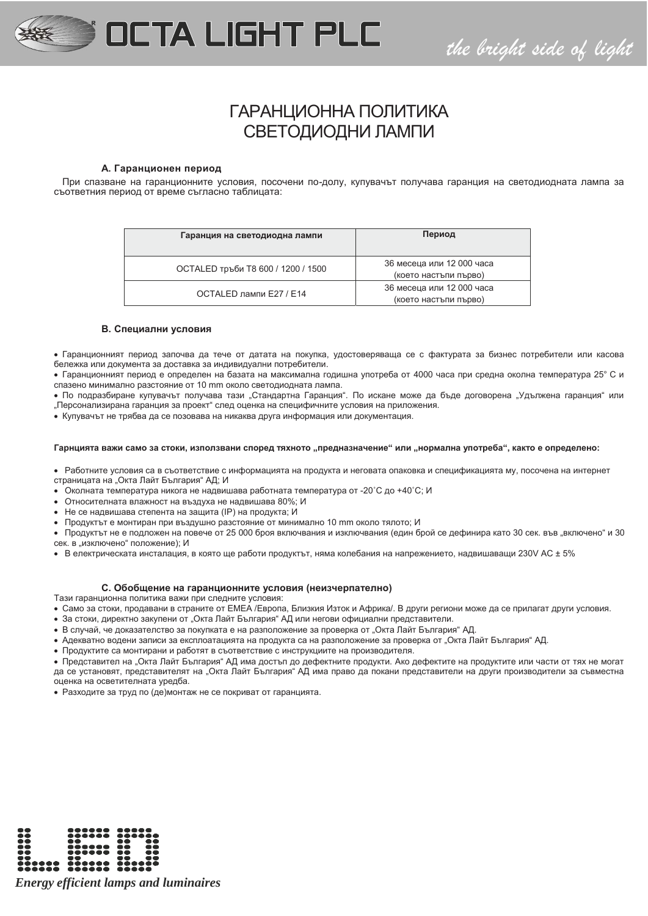# ГАРАНЦИОННА ПОЛИТИКА
# СВЕТОДИОДНИ ЛАМПИ

### А. Гаранционен период

При спазване на гаранционните условия, посочени по-долу, купувачът получава гаранция на светодиодната лампа за съответния период от време съгласно таблицата:

| Гаранция на светодиодна лампи | Период |
|---|---|
| OCTALED тръби T8 600 / 1200 / 1500 | 36 месеца или 12 000 часа (което настъпи първо) |
| OCTALED лампи E27 / E14 | 36 месеца или 12 000 часа (което настъпи първо) |

### B. Специални условия

- Гаранционният период започва да тече от датата на покупка, удостоверяваща се с фактурата за бизнес потребители или касова бележка или документа за доставка за индивидуални потребители.
- Гаранционният период е определен на базата на максимална годишна употреба от 4000 часа при средна околна температура 25° С и спазено минимално разстояние от 10 mm около светодиодната лампа.
- По подразбиране купувачът получава тази „Стандартна Гаранция". По искане може да бъде договорена „Удължена гаранция" или „Персонализирана гаранция за проект" след оценка на специфичните условия на приложения.
- Купувачът не трябва да се позовава на никаква друга информация или документация.

**Гарнцията важи само за стоки, използвани според тяхното „предназначение" или „нормална употреба", както е определено:**

- Работните условия са в съответствие с информацията на продукта и неговата опаковка и спецификацията му, посочена на интернет страницата на „Окта Лайт България" АД; И
- Околната температура никога не надвишава работната температура от -20˚C до +40˚C; И
- Относителната влажност на въздуха не надвишава 80%; И
- Не се надвишава степента на защита (IP) на продукта; И
- Продуктът е монтиран при въздушно разстояние от минимално 10 mm около тялото; И
- Продуктът не е подложен на повече от 25 000 броя включвания и изключвания (един брой се дефинира като 30 сек. във „включено" и 30 сек. в „изключено" положение); И
- В електрическата инсталация, в която ще работи продуктът, няма колебания на напрежението, надвишаващи 230V AC ± 5%

### C. Обобщение на гаранционните условия (неизчерпателно)

Тази гаранционна политика важи при следните условия:

- Само за стоки, продавани в страните от ЕМЕА /Европа, Близкия Изток и Африка/. В други региони може да се прилагат други условия.
- За стоки, директно закупени от „Окта Лайт България" АД или негови официални представители.
- В случай, че доказателство за покупката е на разположение за проверка от „Окта Лайт България" АД.
- Адекватно водени записи за експлоатацията на продукта са на разположение за проверка от „Окта Лайт България" АД.
- Продуктите са монтирани и работят в съответствие с инструкциите на производителя.
- Представител на „Окта Лайт България" АД има достъп до дефектните продукти. Ако дефектите на продуктите или части от тях не могат да се установят, представителят на „Окта Лайт България" АД има право да покани представители на други производители за съвместна оценка на осветителната уредба.
- Разходите за труд по (де)монтаж не се покриват от гаранцията.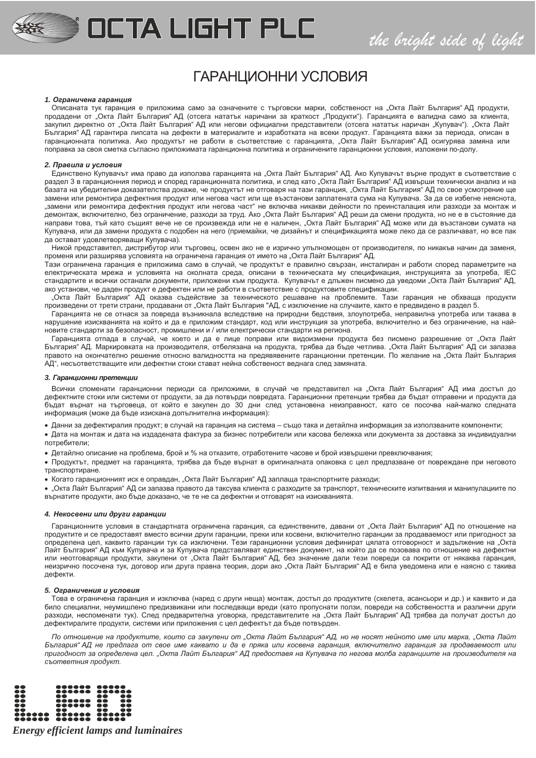# ГАРАНЦИОННИ УСЛОВИЯ

***1. Ограничена гаранция***

Описаната тук гаранция е приложима само за означените с търговски марки, собственост на „Окта Лайт България" АД продукти, продадени от „Окта Лайт България" АД (отсега нататък наричани за краткост „Продукти"). Гаранцията е валидна само за клиента, закупил директно от „Окта Лайт България" АД или негови официални представители (отсега нататък наричан „Купувач"). „Окта Лайт България" АД гарантира липсата на дефекти в материалите и изработката на всеки продукт. Гаранцията важи за периода, описан в гаранционната политика. Ако продуктът не работи в съответствие с гаранцията, „Окта Лайт България" АД осигурява замяна или поправка за своя сметка съгласно приложимата гаранционна политика и ограничените гаранционни условия, изложени по-долу.

***2. Правила и условия***

Единствено Купувачът има право да използва гаранцията на „Окта Лайт България" АД. Ако Купувачът върне продукт в съответствие с раздел 3 в гаранционния период и според гаранционната политика, и след като „Окта Лайт България" АД извърши технически анализ и на базата на убедителни доказателства докаже, че продуктът не отговаря на тази гаранция, „Окта Лайт България" АД по свое усмотрение ще замени или ремонтира дефектния продукт или негова част или ще възстанови заплатената сума на Купувача. За да се избегне неяснота, „замени или ремонтира дефектния продукт или негова част" не включва никакви дейности по преинсталация или разходи за монтаж и демонтаж, включително, без ограничение, разходи за труд. Ако „Окта Лайт България" АД реши да смени продукта, но не е в състояние да направи това, тъй като същият вече не се произвежда или не е наличен, „Окта Лайт България" АД може или да възстанови сумата на Купувача, или да замени продукта с подобен на него (приемайки, че дизайнът и спецификацията може леко да се различават, но все пак да остават удовлетворяващи Купувача).

Никой представител, дистрибутор или търговец, освен ако не е изрично упълномощен от производителя, по никакъв начин да заменя, променя или разширява условията на ограничена гаранция от името на „Окта Лайт България" АД.

Тази ограничена гаранция е приложима само в случай, че продуктът е правилно свързан, инсталиран и работи според параметрите на електрическата мрежа и условията на околната среда, описани в техническата му спецификация, инструкцията за употреба, IEC стандартите и всички останали документи, приложени към продукта. Купувачът е длъжен писмено да уведоми „Окта Лайт България" АД, ако установи, че даден продукт е дефектен или не работи в съответствие с продуктовите спецификации.

„Окта Лайт България" АД оказва съдействие за техническото решаване на проблемите. Тази гаранция не обхваща продукти произведени от трети страни, продавани от „Окта Лайт България "АД, с изключение на случаите, както е предвидено в раздел 5.

Гаранцията не се отнася за повреда възникнала вследствие на природни бедствия, злоупотреба, неправилна употреба или такава в нарушение изискванията на който и да е приложим стандарт, код или инструкция за употреба, включително и без ограничение, на най-новите стандарти за безопасност, промишлени и / или електрически стандарти на региона.

Гаранцията отпада в случай, че която и да е лице поправи или видоизмени продукта без писмено разрешение от „Окта Лайт България" АД. Маркировката на производителя, отбелязана на продукта, трябва да бъде четлива. „Окта Лайт България" АД си запазва правото на окончателно решение относно валидността на предявявените гаранционни претенции. По желание на „Окта Лайт България АД", несъответстващите или дефектни стоки стават нейна собственост веднага след замяната.

***3. Гаранционни претенции***

Всички споменати гаранционни периоди са приложими, в случай че представител на „Окта Лайт България" АД има достъп до дефектните стоки или системи от продукти, за да потвърди повредата. Гаранционни претенции трябва да бъдат отправени и продукта да бъдат върнат на търговеца, от който е закупен до 30 дни след установена неизправност, като се посочва най-малко следната информация (може да бъде изискана допълнителна информация):

- Данни за дефектиралия продукт; в случай на гаранция на система – също така и детайлна информация за използваните компоненти;
- Дата на монтаж и дата на издадената фактура за бизнес потребители или касова бележка или документа за доставка за индивидуални потребители;
- Детайлно описание на проблема, брой и % на отказите, отработените часове и брой извършени превключвания;
- Продуктът, предмет на гаранцията, трябва да бъде върнат в оригиналната опаковка с цел предпазване от повреждане при неговото транспортиране.
- Когато гаранционният иск е оправдан, „Окта Лайт България" АД заплаща транспортните разходи;
- „Окта Лайт България" АД си запазва правото да таксува клиента с разходите за транспорт, техническите изпитвания и манипулациите по върнатите продукти, ако бъде доказано, че те не са дефектни и отговарят на изискванията.

***4. Некосвени или други гаранции***

Гаранционните условия в стандартната ограничена гаранция, са единствените, давани от „Окта Лайт България" АД по отношение на продуктите и се предоставят вместо всички други гаранции, преки или косвени, включително гаранции за продаваемост или пригодност за определена цел, каквито гаранции тук са изключени. Тези гаранционни условия дефинират цялата отговорност и задължение на „Окта Лайт България" АД към Купувача и за Купувача представляват единствен документ, на който да се позовава по отношение на дефектни или неотговарящи продукти, закупени от „Окта Лайт България" АД, без значение дали тези повреди са покрити от някаква гаранция, неизрично посочена тук, договор или друга правна теория, дори ако „Окта Лайт България" АД е била уведомена или е наясно с такива дефекти.

***5. Ограничения и условия***

Това е ограничена гаранция и изключва (наред с други неща) монтаж, достъп до продуктите (скелета, асансьори и др.) и каквито и да било специални, неумишлено предизвикани или последващи вреди (като пропуснати ползи, повреди на собствеността и различни други разходи, неспоменати тук). След предварителна уговорка, представителите на „Окта Лайт България" АД трябва да получат достъп до дефектиралите продукти, системи или приложения с цел дефектът да бъде потвърден.

*По отношение на продуктите, които са закупени от „Окта Лайт България" АД, но не носят нейното име или марка, „Окта Лайт България" АД не предлага от свое име каквато и да е пряка или косвена гаранция, включително гаранция за продаваемост или пригодност за определена цел. „Окта Лайт България" АД предоставя на Купувача по негова молба гаранциите на производителя на съответния продукт.*